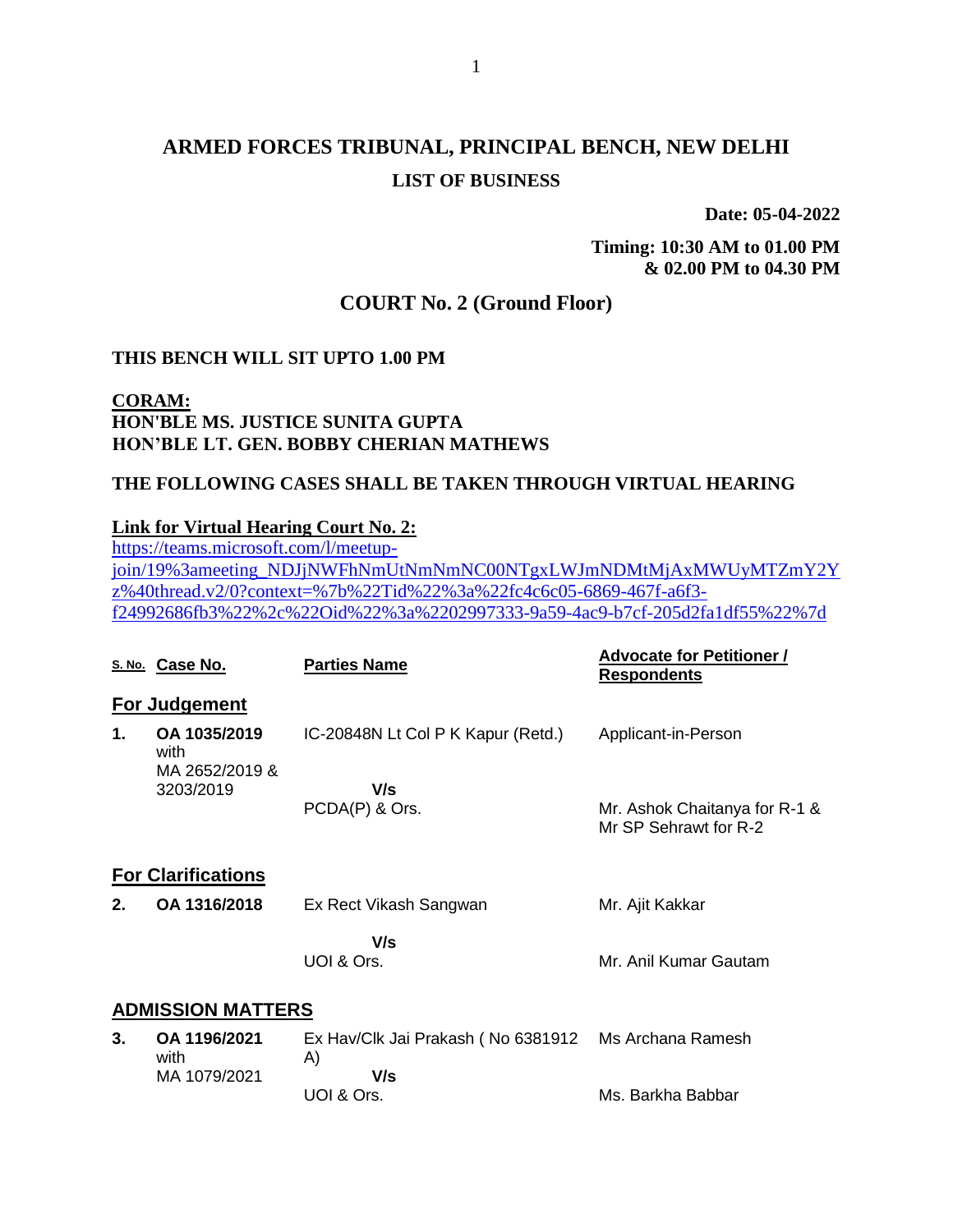# ARMED FORCES TRIBUNAL, PRINCIPAL BENCH, NEW DELHI

## LIST OF BUSINESS

**Date: 05-04-2022**

**Timing: 10:30 AM to 01.00 PM & 02.00 PM to 04.30 PM**

## COURT No. 2 (Ground Floor)

**THIS BENCH WILL SIT UPTO 1.00 PM**

**CORAM:**
**HON'BLE MS. JUSTICE SUNITA GUPTA**
**HON'BLE LT. GEN. BOBBY CHERIAN MATHEWS**

**THE FOLLOWING CASES SHALL BE TAKEN THROUGH VIRTUAL HEARING**

**Link for Virtual Hearing Court No. 2:**
https://teams.microsoft.com/l/meetup-join/19%3ameeting_NDJjNWFhNmUtNmNmNC00NTgxLWJmNDMtMjAxMWUyMTZmY2Yz%40thread.v2/0?context=%7b%22Tid%22%3a%22fc4c6c05-6869-467f-a6f3-f24992686fb3%22%2c%22Oid%22%3a%2202997333-9a59-4ac9-b7cf-205d2fa1df55%22%7d

| S. No. | Case No. | Parties Name | Advocate for Petitioner / Respondents |
|---|---|---|---|
| **For Judgement** | | | |
| **1.** | **OA 1035/2019** with MA 2652/2019 & 3203/2019 | IC-20848N Lt Col P K Kapur (Retd.) **V/s** PCDA(P) & Ors. | Applicant-in-Person<br>Mr. Ashok Chaitanya for R-1 & Mr SP Sehrawt for R-2 |
| **For Clarifications** | | | |
| **2.** | **OA 1316/2018** | Ex Rect Vikash Sangwan **V/s** UOI & Ors. | Mr. Ajit Kakkar<br>Mr. Anil Kumar Gautam |
| **ADMISSION MATTERS** | | | |
| **3.** | **OA 1196/2021** with MA 1079/2021 | Ex Hav/Clk Jai Prakash ( No 6381912 A) **V/s** UOI & Ors. | Ms Archana Ramesh<br>Ms. Barkha Babbar |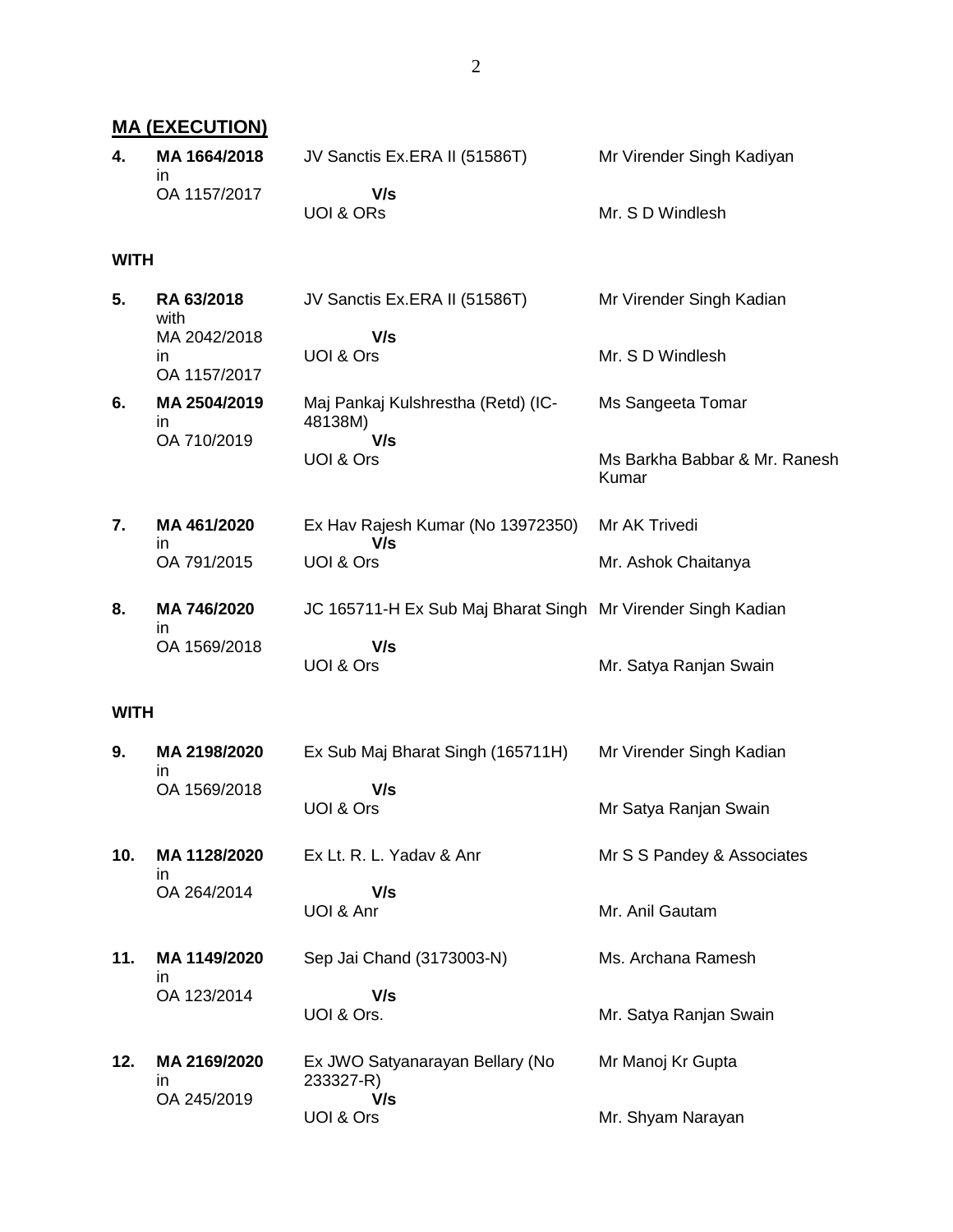## MA (EXECUTION)

| | | | |
|---|---|---|---|
| 4. | **MA 1664/2018** in OA 1157/2017 | JV Sanctis Ex.ERA II (51586T) **V/s** UOI & ORs | Mr Virender Singh Kadiyan<br>Mr. S D Windlesh |

**WITH**

| | | | |
|---|---|---|---|
| 5. | **RA 63/2018** with MA 2042/2018 in OA 1157/2017 | JV Sanctis Ex.ERA II (51586T) **V/s** UOI & Ors | Mr Virender Singh Kadian<br>Mr. S D Windlesh |
| 6. | **MA 2504/2019** in OA 710/2019 | Maj Pankaj Kulshrestha (Retd) (IC-48138M) **V/s** UOI & Ors | Ms Sangeeta Tomar<br>Ms Barkha Babbar & Mr. Ranesh Kumar |
| 7. | **MA 461/2020** in OA 791/2015 | Ex Hav Rajesh Kumar (No 13972350) **V/s** UOI & Ors | Mr AK Trivedi<br>Mr. Ashok Chaitanya |
| 8. | **MA 746/2020** in OA 1569/2018 | JC 165711-H Ex Sub Maj Bharat Singh **V/s** UOI & Ors | Mr Virender Singh Kadian<br>Mr. Satya Ranjan Swain |

**WITH**

| | | | |
|---|---|---|---|
| 9. | **MA 2198/2020** in OA 1569/2018 | Ex Sub Maj Bharat Singh (165711H) **V/s** UOI & Ors | Mr Virender Singh Kadian<br>Mr Satya Ranjan Swain |
| 10. | **MA 1128/2020** in OA 264/2014 | Ex Lt. R. L. Yadav & Anr **V/s** UOI & Anr | Mr S S Pandey & Associates<br>Mr. Anil Gautam |
| 11. | **MA 1149/2020** in OA 123/2014 | Sep Jai Chand (3173003-N) **V/s** UOI & Ors. | Ms. Archana Ramesh<br>Mr. Satya Ranjan Swain |
| 12. | **MA 2169/2020** in OA 245/2019 | Ex JWO Satyanarayan Bellary (No 233327-R) **V/s** UOI & Ors | Mr Manoj Kr Gupta<br>Mr. Shyam Narayan |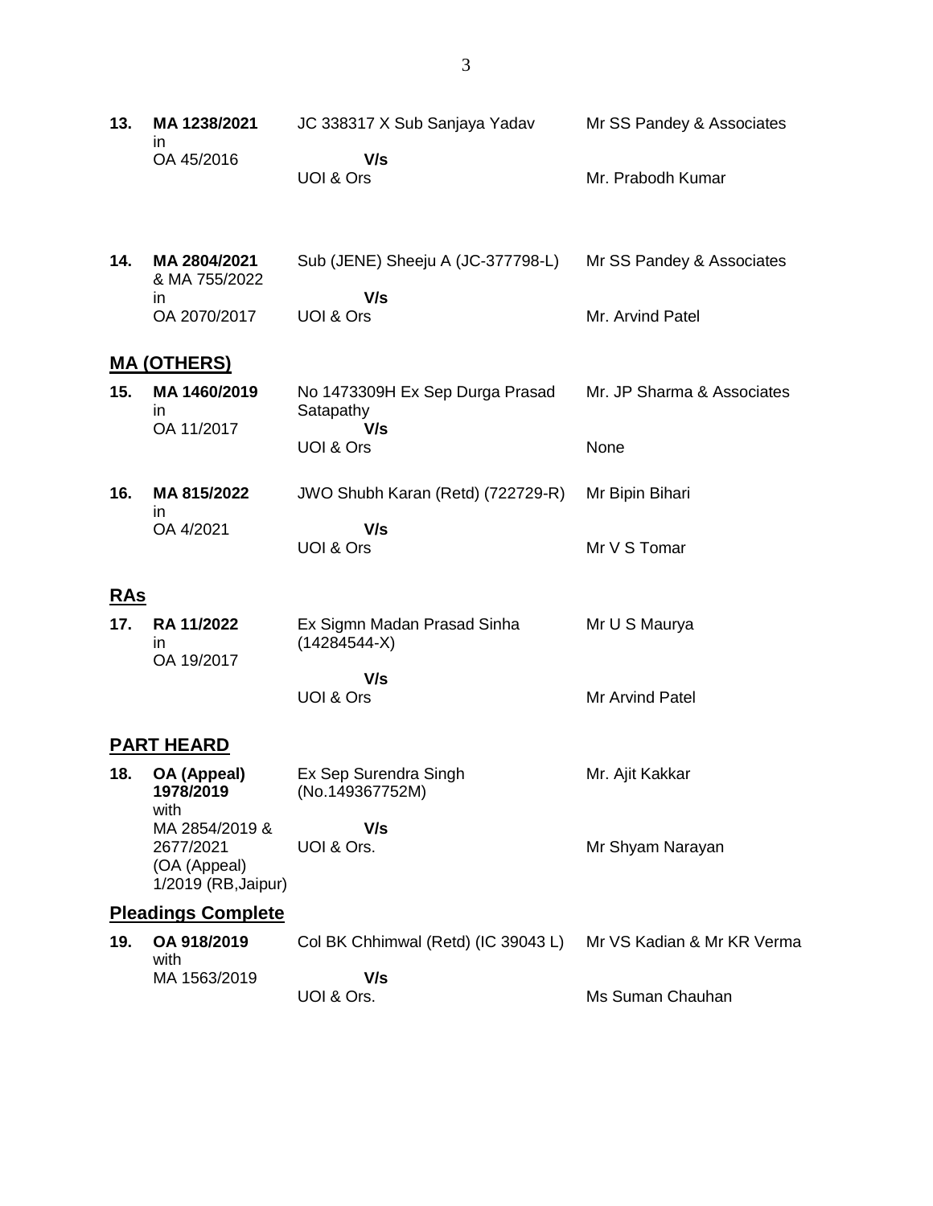| | | | |
|---|---|---|---|
| **13.** | **MA 1238/2021** in OA 45/2016 | JC 338317 X Sub Sanjaya Yadav **V/s** UOI & Ors | Mr SS Pandey & Associates<br><br>Mr. Prabodh Kumar |
| **14.** | **MA 2804/2021** & MA 755/2022 in OA 2070/2017 | Sub (JENE) Sheeju A (JC-377798-L) **V/s** UOI & Ors | Mr SS Pandey & Associates<br><br>Mr. Arvind Patel |

## MA (OTHERS)

| | | | |
|---|---|---|---|
| **15.** | **MA 1460/2019** in OA 11/2017 | No 1473309H Ex Sep Durga Prasad Satapathy **V/s** UOI & Ors | Mr. JP Sharma & Associates<br><br>None |
| **16.** | **MA 815/2022** in OA 4/2021 | JWO Shubh Karan (Retd) (722729-R) **V/s** UOI & Ors | Mr Bipin Bihari<br><br>Mr V S Tomar |

## RAs

| | | | |
|---|---|---|---|
| **17.** | **RA 11/2022** in OA 19/2017 | Ex Sigmn Madan Prasad Sinha (14284544-X) **V/s** UOI & Ors | Mr U S Maurya<br><br>Mr Arvind Patel |

## PART HEARD

| | | | |
|---|---|---|---|
| **18.** | **OA (Appeal) 1978/2019** with MA 2854/2019 & 2677/2021 (OA (Appeal) 1/2019 (RB,Jaipur) | Ex Sep Surendra Singh (No.149367752M) **V/s** UOI & Ors. | Mr. Ajit Kakkar<br><br>Mr Shyam Narayan |

## Pleadings Complete

| | | | |
|---|---|---|---|
| **19.** | **OA 918/2019** with MA 1563/2019 | Col BK Chhimwal (Retd) (IC 39043 L) **V/s** UOI & Ors. | Mr VS Kadian & Mr KR Verma<br><br>Ms Suman Chauhan |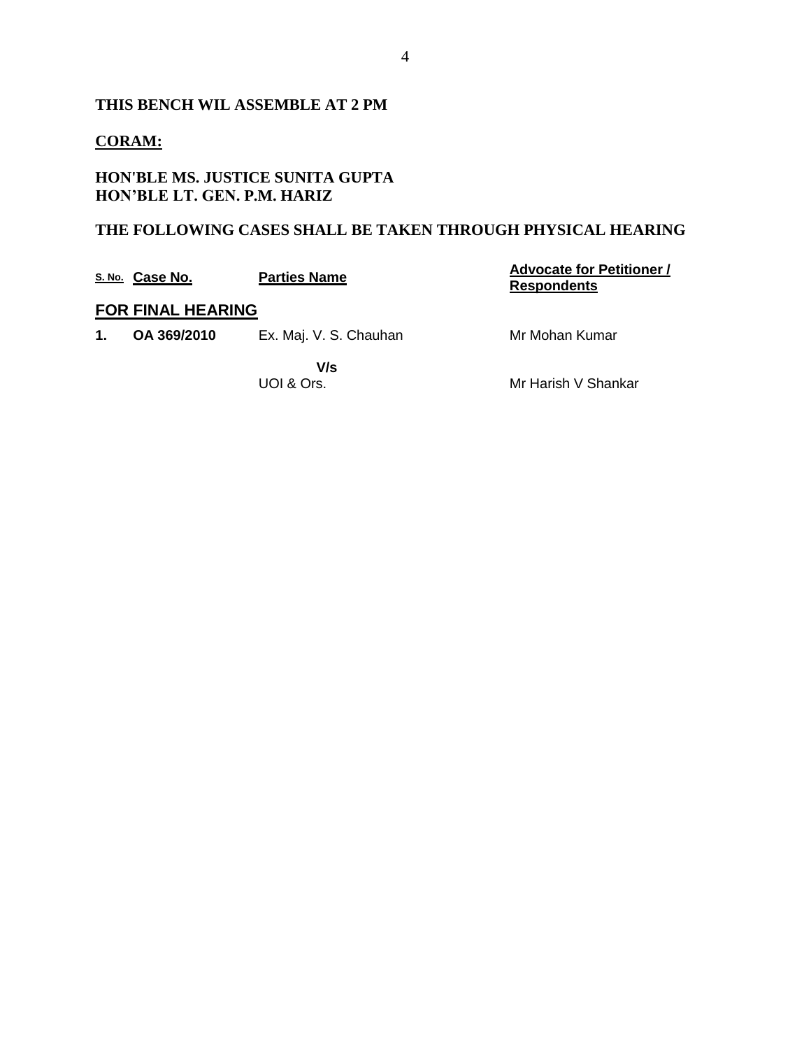**THIS BENCH WIL ASSEMBLE AT 2 PM**

**CORAM:**

**HON'BLE MS. JUSTICE SUNITA GUPTA**
**HON'BLE LT. GEN. P.M. HARIZ**

**THE FOLLOWING CASES SHALL BE TAKEN THROUGH PHYSICAL HEARING**

| S. No. | Case No. | Parties Name | Advocate for Petitioner / Respondents |
|---|---|---|---|
| **FOR FINAL HEARING** | | | |
| **1.** | **OA 369/2010** | Ex. Maj. V. S. Chauhan | Mr Mohan Kumar |
| | | **V/s** | |
| | | UOI & Ors. | Mr Harish V Shankar |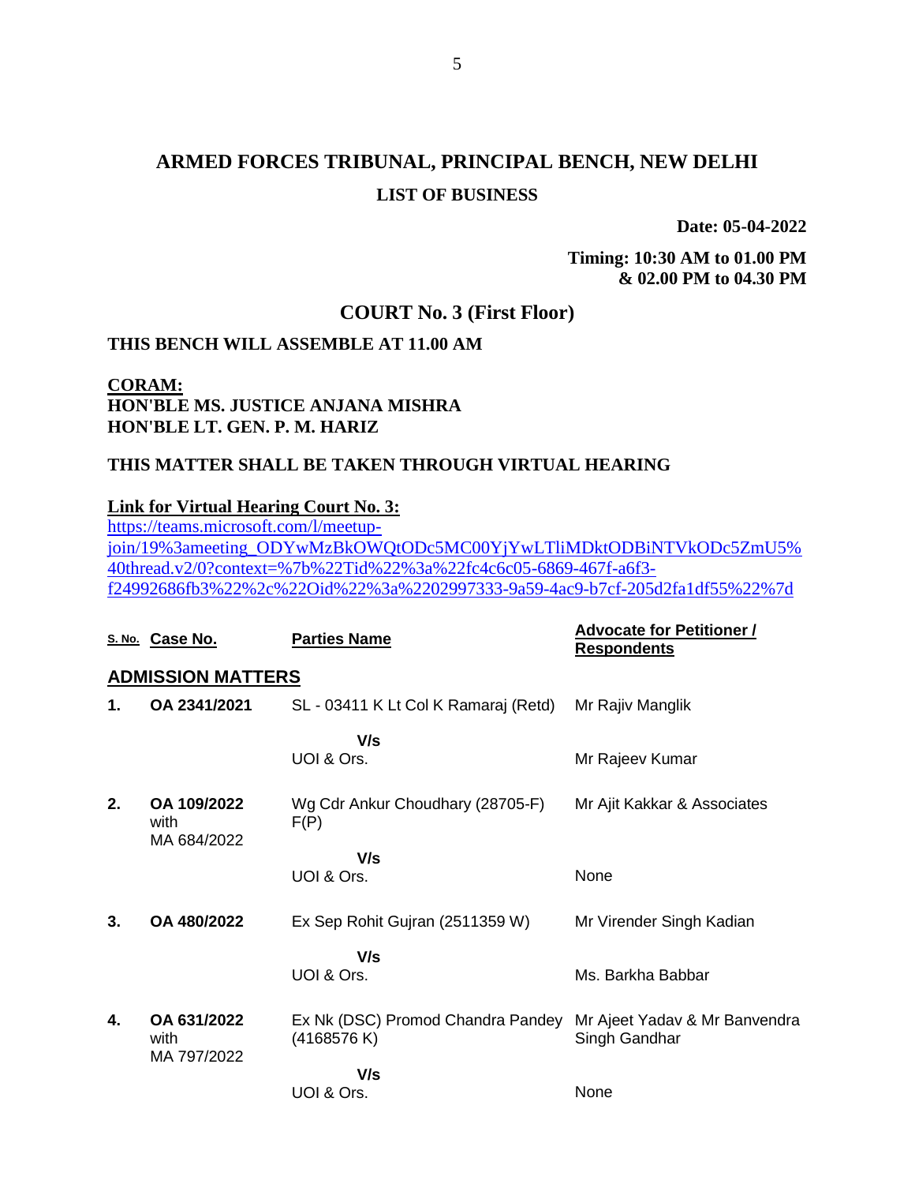# ARMED FORCES TRIBUNAL, PRINCIPAL BENCH, NEW DELHI

## LIST OF BUSINESS

**Date: 05-04-2022**

**Timing: 10:30 AM to 01.00 PM & 02.00 PM to 04.30 PM**

## COURT No. 3 (First Floor)

**THIS BENCH WILL ASSEMBLE AT 11.00 AM**

**CORAM:**
**HON'BLE MS. JUSTICE ANJANA MISHRA**
**HON'BLE LT. GEN. P. M. HARIZ**

**THIS MATTER SHALL BE TAKEN THROUGH VIRTUAL HEARING**

**Link for Virtual Hearing Court No. 3:**
https://teams.microsoft.com/l/meetup-join/19%3ameeting_ODYwMzBkOWQtODc5MC00YjYwLTliMDktODBiNTVkODc5ZmU5%40thread.v2/0?context=%7b%22Tid%22%3a%22fc4c6c05-6869-467f-a6f3-f24992686fb3%22%2c%22Oid%22%3a%2202997333-9a59-4ac9-b7cf-205d2fa1df55%22%7d

| S. No. | Case No. | Parties Name | Advocate for Petitioner / Respondents |
|---|---|---|---|
| **ADMISSION MATTERS** | | | |
| **1.** | **OA 2341/2021** | SL - 03411 K Lt Col K Ramaraj (Retd) | Mr Rajiv Manglik |
| | | **V/s** | |
| | | UOI & Ors. | Mr Rajeev Kumar |
| **2.** | **OA 109/2022** with MA 684/2022 | Wg Cdr Ankur Choudhary (28705-F) F(P) | Mr Ajit Kakkar & Associates |
| | | **V/s** | |
| | | UOI & Ors. | None |
| **3.** | **OA 480/2022** | Ex Sep Rohit Gujran (2511359 W) | Mr Virender Singh Kadian |
| | | **V/s** | |
| | | UOI & Ors. | Ms. Barkha Babbar |
| **4.** | **OA 631/2022** with MA 797/2022 | Ex Nk (DSC) Promod Chandra Pandey (4168576 K) | Mr Ajeet Yadav & Mr Banvendra Singh Gandhar |
| | | **V/s** | |
| | | UOI & Ors. | None |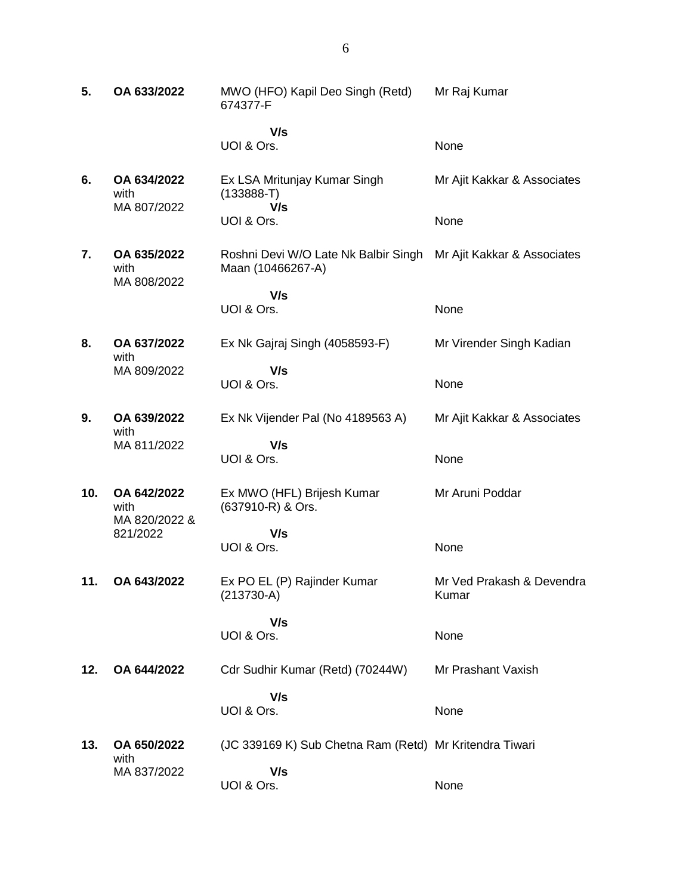| | | | |
|---|---|---|---|
| **5.** | **OA 633/2022** | MWO (HFO) Kapil Deo Singh (Retd) 674377-F | Mr Raj Kumar |
| | | **V/s** | |
| | | UOI & Ors. | None |
| **6.** | **OA 634/2022** with MA 807/2022 | Ex LSA Mritunjay Kumar Singh (133888-T) | Mr Ajit Kakkar & Associates |
| | | **V/s** | |
| | | UOI & Ors. | None |
| **7.** | **OA 635/2022** with MA 808/2022 | Roshni Devi W/O Late Nk Balbir Singh Maan (10466267-A) | Mr Ajit Kakkar & Associates |
| | | **V/s** | |
| | | UOI & Ors. | None |
| **8.** | **OA 637/2022** with MA 809/2022 | Ex Nk Gajraj Singh (4058593-F) | Mr Virender Singh Kadian |
| | | **V/s** | |
| | | UOI & Ors. | None |
| **9.** | **OA 639/2022** with MA 811/2022 | Ex Nk Vijender Pal (No 4189563 A) | Mr Ajit Kakkar & Associates |
| | | **V/s** | |
| | | UOI & Ors. | None |
| **10.** | **OA 642/2022** with MA 820/2022 & 821/2022 | Ex MWO (HFL) Brijesh Kumar (637910-R) & Ors. | Mr Aruni Poddar |
| | | **V/s** | |
| | | UOI & Ors. | None |
| **11.** | **OA 643/2022** | Ex PO EL (P) Rajinder Kumar (213730-A) | Mr Ved Prakash & Devendra Kumar |
| | | **V/s** | |
| | | UOI & Ors. | None |
| **12.** | **OA 644/2022** | Cdr Sudhir Kumar (Retd) (70244W) | Mr Prashant Vaxish |
| | | **V/s** | |
| | | UOI & Ors. | None |
| **13.** | **OA 650/2022** with MA 837/2022 | (JC 339169 K) Sub Chetna Ram (Retd) | Mr Kritendra Tiwari |
| | | **V/s** | |
| | | UOI & Ors. | None |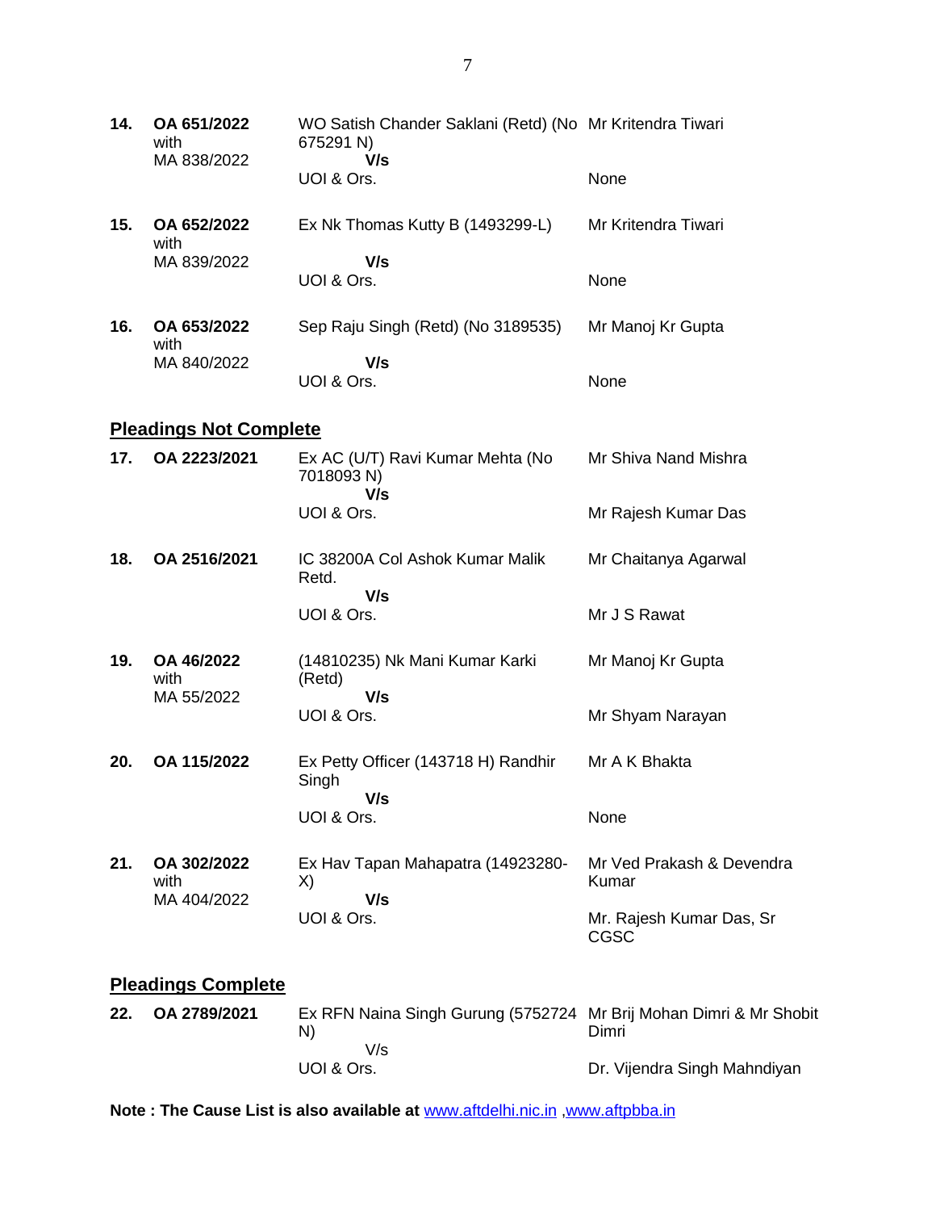| | | | |
|---|---|---|---|
| **14.** | **OA 651/2022** with MA 838/2022 | WO Satish Chander Saklani (Retd) (No 675291 N) **V/s** UOI & Ors. | Mr Kritendra Tiwari<br><br>None |
| **15.** | **OA 652/2022** with MA 839/2022 | Ex Nk Thomas Kutty B (1493299-L) **V/s** UOI & Ors. | Mr Kritendra Tiwari<br><br>None |
| **16.** | **OA 653/2022** with MA 840/2022 | Sep Raju Singh (Retd) (No 3189535) **V/s** UOI & Ors. | Mr Manoj Kr Gupta<br><br>None |

## Pleadings Not Complete

| | | | |
|---|---|---|---|
| **17.** | **OA 2223/2021** | Ex AC (U/T) Ravi Kumar Mehta (No 7018093 N) **V/s** UOI & Ors. | Mr Shiva Nand Mishra<br><br>Mr Rajesh Kumar Das |
| **18.** | **OA 2516/2021** | IC 38200A Col Ashok Kumar Malik Retd. **V/s** UOI & Ors. | Mr Chaitanya Agarwal<br><br>Mr J S Rawat |
| **19.** | **OA 46/2022** with MA 55/2022 | (14810235) Nk Mani Kumar Karki (Retd) **V/s** UOI & Ors. | Mr Manoj Kr Gupta<br><br>Mr Shyam Narayan |
| **20.** | **OA 115/2022** | Ex Petty Officer (143718 H) Randhir Singh **V/s** UOI & Ors. | Mr A K Bhakta<br><br>None |
| **21.** | **OA 302/2022** with MA 404/2022 | Ex Hav Tapan Mahapatra (14923280-X) **V/s** UOI & Ors. | Mr Ved Prakash & Devendra Kumar<br><br>Mr. Rajesh Kumar Das, Sr CGSC |

## Pleadings Complete

| | | | |
|---|---|---|---|
| **22.** | **OA 2789/2021** | Ex RFN Naina Singh Gurung (5752724 N) V/s UOI & Ors. | Mr Brij Mohan Dimri & Mr Shobit Dimri<br><br>Dr. Vijendra Singh Mahndiyan |

**Note : The Cause List is also available at** www.aftdelhi.nic.in ,www.aftpbba.in